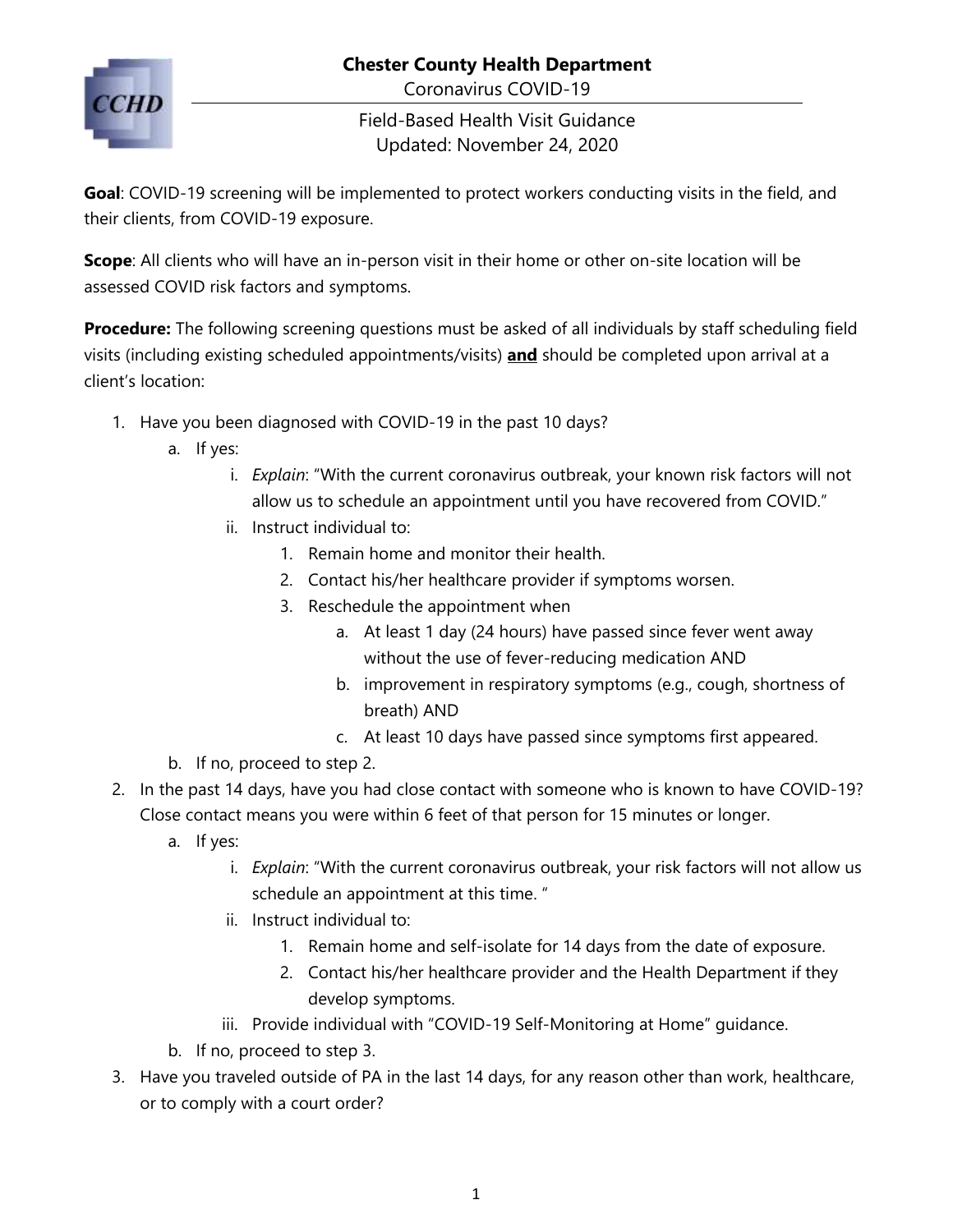# Chester County Health Department

Coronavirus COVID-19

## Field-Based Health Visit Guidance

Updated: November 24, 2020

**Goal**: COVID-19 screening will be implemented to protect workers conducting visits in the field, and their clients, from COVID-19 exposure.

**Scope**: All clients who will have an in-person visit in their home or other on-site location will be assessed COVID risk factors and symptoms.

**Procedure:** The following screening questions must be asked of all individuals by staff scheduling field visits (including existing scheduled appointments/visits) **and** should be completed upon arrival at a client's location:

1. Have you been diagnosed with COVID-19 in the past 10 days?
    a. If yes:
        i. *Explain*: "With the current coronavirus outbreak, your known risk factors will not allow us to schedule an appointment until you have recovered from COVID."
        ii. Instruct individual to:
            1. Remain home and monitor their health.
            2. Contact his/her healthcare provider if symptoms worsen.
            3. Reschedule the appointment when
                a. At least 1 day (24 hours) have passed since fever went away without the use of fever-reducing medication AND
                b. improvement in respiratory symptoms (e.g., cough, shortness of breath) AND
                c. At least 10 days have passed since symptoms first appeared.
    b. If no, proceed to step 2.
2. In the past 14 days, have you had close contact with someone who is known to have COVID-19? Close contact means you were within 6 feet of that person for 15 minutes or longer.
    a. If yes:
        i. *Explain*: "With the current coronavirus outbreak, your risk factors will not allow us schedule an appointment at this time. "
        ii. Instruct individual to:
            1. Remain home and self-isolate for 14 days from the date of exposure.
            2. Contact his/her healthcare provider and the Health Department if they develop symptoms.
        iii. Provide individual with "COVID-19 Self-Monitoring at Home" guidance.
    b. If no, proceed to step 3.
3. Have you traveled outside of PA in the last 14 days, for any reason other than work, healthcare, or to comply with a court order?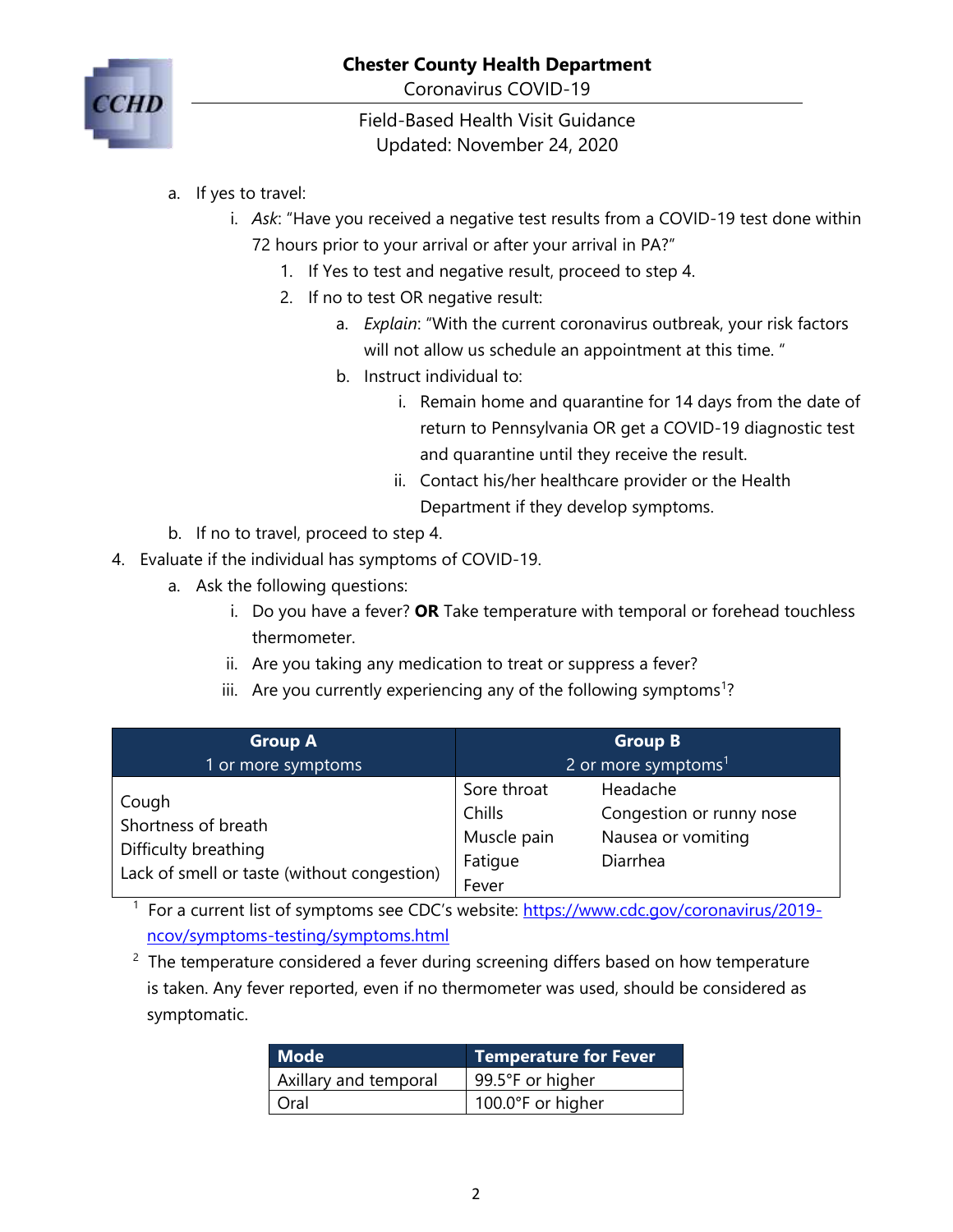a. If yes to travel:
   i. *Ask*: "Have you received a negative test results from a COVID-19 test done within 72 hours prior to your arrival or after your arrival in PA?"
      1. If Yes to test and negative result, proceed to step 4.
      2. If no to test OR negative result:
         a. *Explain*: "With the current coronavirus outbreak, your risk factors will not allow us schedule an appointment at this time. "
         b. Instruct individual to:
            i. Remain home and quarantine for 14 days from the date of return to Pennsylvania OR get a COVID-19 diagnostic test and quarantine until they receive the result.
            ii. Contact his/her healthcare provider or the Health Department if they develop symptoms.

b. If no to travel, proceed to step 4.

4. Evaluate if the individual has symptoms of COVID-19.
   a. Ask the following questions:
      i. Do you have a fever? **OR** Take temperature with temporal or forehead touchless thermometer.
      ii. Are you taking any medication to treat or suppress a fever?
      iii. Are you currently experiencing any of the following symptoms[1]?

| Group A<br>1 or more symptoms | Group B<br>2 or more symptoms[1] | |
|---|---|---|
| Cough<br>Shortness of breath<br>Difficulty breathing<br>Lack of smell or taste (without congestion) | Sore throat<br>Chills<br>Muscle pain<br>Fatigue<br>Fever | Headache<br>Congestion or runny nose<br>Nausea or vomiting<br>Diarrhea |

[1] For a current list of symptoms see CDC's website: [https://www.cdc.gov/coronavirus/2019-ncov/symptoms-testing/symptoms.html](https://www.cdc.gov/coronavirus/2019-ncov/symptoms-testing/symptoms.html)

[2] The temperature considered a fever during screening differs based on how temperature is taken. Any fever reported, even if no thermometer was used, should be considered as symptomatic.

| Mode | Temperature for Fever |
|---|---|
| Axillary and temporal | 99.5°F or higher |
| Oral | 100.0°F or higher |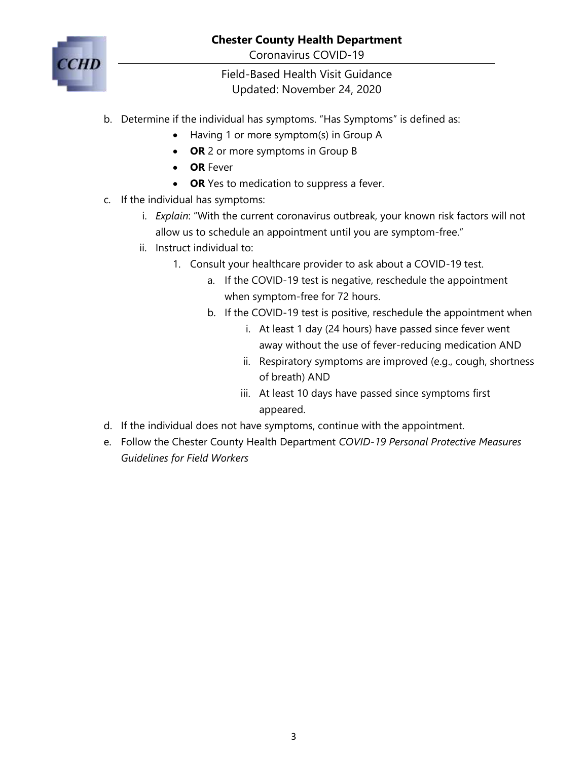b. Determine if the individual has symptoms. "Has Symptoms" is defined as:
    - Having 1 or more symptom(s) in Group A
    - **OR** 2 or more symptoms in Group B
    - **OR** Fever
    - **OR** Yes to medication to suppress a fever.

c. If the individual has symptoms:
    i. *Explain*: "With the current coronavirus outbreak, your known risk factors will not allow us to schedule an appointment until you are symptom-free."
    ii. Instruct individual to:
        1. Consult your healthcare provider to ask about a COVID-19 test.
            a. If the COVID-19 test is negative, reschedule the appointment when symptom-free for 72 hours.
            b. If the COVID-19 test is positive, reschedule the appointment when
                i. At least 1 day (24 hours) have passed since fever went away without the use of fever-reducing medication AND
                ii. Respiratory symptoms are improved (e.g., cough, shortness of breath) AND
                iii. At least 10 days have passed since symptoms first appeared.

d. If the individual does not have symptoms, continue with the appointment.

e. Follow the Chester County Health Department *COVID-19 Personal Protective Measures Guidelines for Field Workers*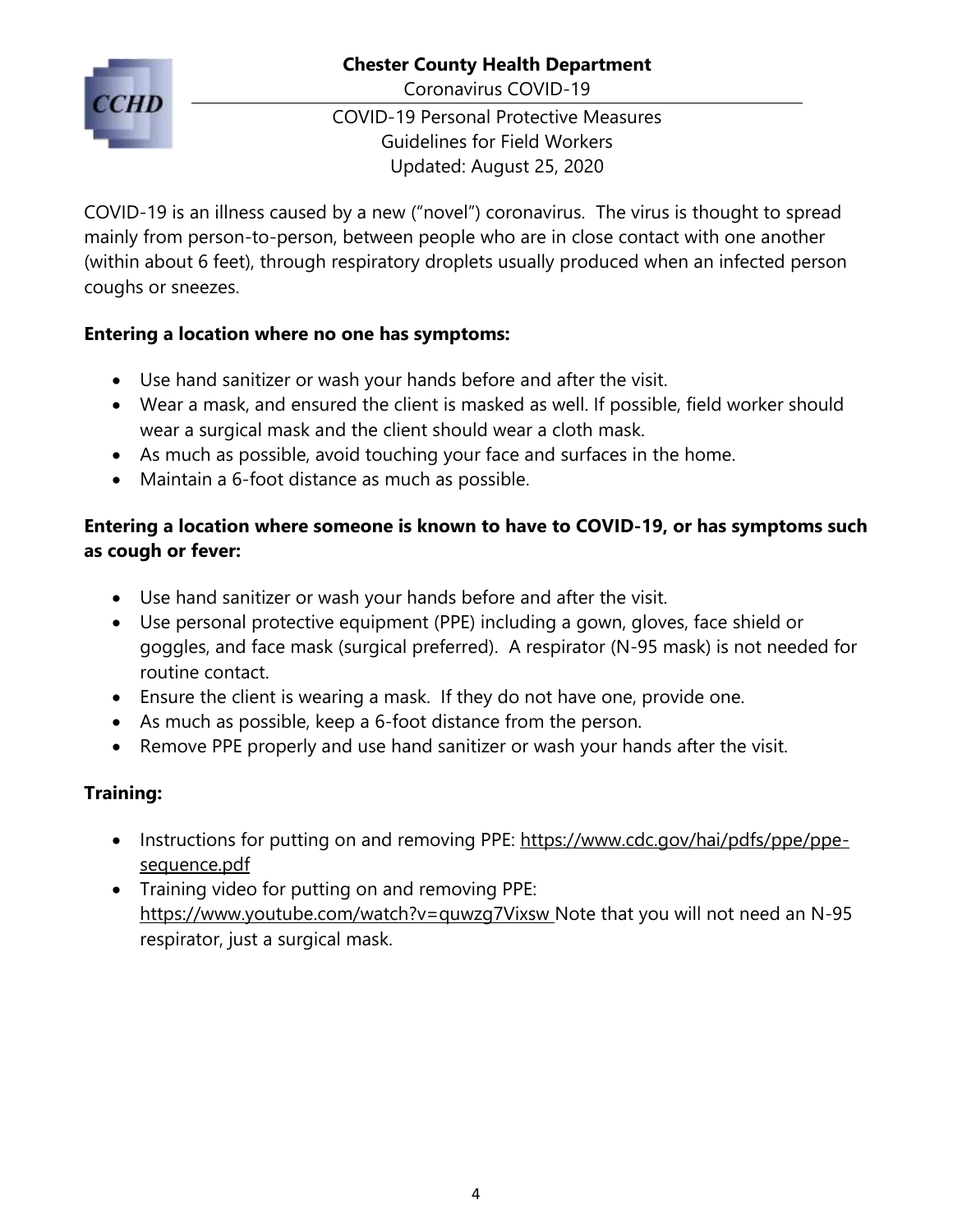**Chester County Health Department**

Coronavirus COVID-19

COVID-19 Personal Protective Measures
Guidelines for Field Workers
Updated: August 25, 2020

COVID-19 is an illness caused by a new ("novel") coronavirus. The virus is thought to spread mainly from person-to-person, between people who are in close contact with one another (within about 6 feet), through respiratory droplets usually produced when an infected person coughs or sneezes.

**Entering a location where no one has symptoms:**

- Use hand sanitizer or wash your hands before and after the visit.
- Wear a mask, and ensured the client is masked as well. If possible, field worker should wear a surgical mask and the client should wear a cloth mask.
- As much as possible, avoid touching your face and surfaces in the home.
- Maintain a 6-foot distance as much as possible.

**Entering a location where someone is known to have to COVID-19, or has symptoms such as cough or fever:**

- Use hand sanitizer or wash your hands before and after the visit.
- Use personal protective equipment (PPE) including a gown, gloves, face shield or goggles, and face mask (surgical preferred). A respirator (N-95 mask) is not needed for routine contact.
- Ensure the client is wearing a mask. If they do not have one, provide one.
- As much as possible, keep a 6-foot distance from the person.
- Remove PPE properly and use hand sanitizer or wash your hands after the visit.

**Training:**

- Instructions for putting on and removing PPE: https://www.cdc.gov/hai/pdfs/ppe/ppe-sequence.pdf
- Training video for putting on and removing PPE: https://www.youtube.com/watch?v=quwzg7Vixsw Note that you will not need an N-95 respirator, just a surgical mask.